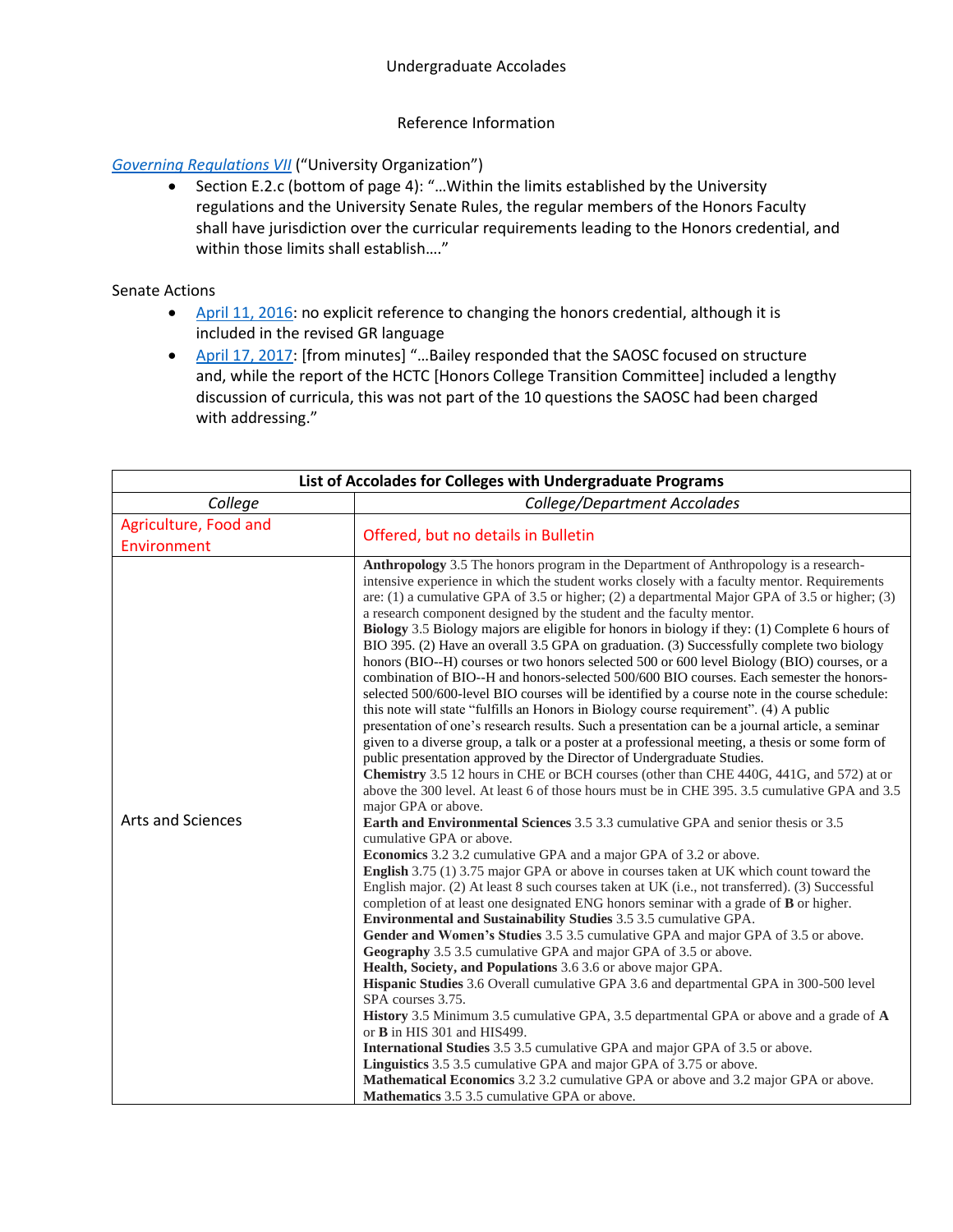# Undergraduate Accolades

## Reference Information

[Governing Regulations VII](#) ("University Organization")

- Section E.2.c (bottom of page 4): "…Within the limits established by the University regulations and the University Senate Rules, the regular members of the Honors Faculty shall have jurisdiction over the curricular requirements leading to the Honors credential, and within those limits shall establish…."

Senate Actions

- [April 11, 2016](#): no explicit reference to changing the honors credential, although it is included in the revised GR language
- [April 17, 2017](#): [from minutes] "…Bailey responded that the SAOSC focused on structure and, while the report of the HCTC [Honors College Transition Committee] included a lengthy discussion of curricula, this was not part of the 10 questions the SAOSC had been charged with addressing."

| List of Accolades for Colleges with Undergraduate Programs | |
|---|---|
| *College* | *College/Department Accolades* |
| Agriculture, Food and Environment | Offered, but no details in Bulletin |
| Arts and Sciences | **Anthropology** 3.5 The honors program in the Department of Anthropology is a research-intensive experience in which the student works closely with a faculty mentor. Requirements are: (1) a cumulative GPA of 3.5 or higher; (2) a departmental Major GPA of 3.5 or higher; (3) a research component designed by the student and the faculty mentor.<br>**Biology** 3.5 Biology majors are eligible for honors in biology if they: (1) Complete 6 hours of BIO 395. (2) Have an overall 3.5 GPA on graduation. (3) Successfully complete two biology honors (BIO--H) courses or two honors selected 500 or 600 level Biology (BIO) courses, or a combination of BIO--H and honors-selected 500/600 BIO courses. Each semester the honors-selected 500/600-level BIO courses will be identified by a course note in the course schedule: this note will state "fulfills an Honors in Biology course requirement". (4) A public presentation of one's research results. Such a presentation can be a journal article, a seminar given to a diverse group, a talk or a poster at a professional meeting, a thesis or some form of public presentation approved by the Director of Undergraduate Studies.<br>**Chemistry** 3.5 12 hours in CHE or BCH courses (other than CHE 440G, 441G, and 572) at or above the 300 level. At least 6 of those hours must be in CHE 395. 3.5 cumulative GPA and 3.5 major GPA or above.<br>**Earth and Environmental Sciences** 3.5 3.3 cumulative GPA and senior thesis or 3.5 cumulative GPA or above.<br>**Economics** 3.2 3.2 cumulative GPA and a major GPA of 3.2 or above.<br>**English** 3.75 (1) 3.75 major GPA or above in courses taken at UK which count toward the English major. (2) At least 8 such courses taken at UK (i.e., not transferred). (3) Successful completion of at least one designated ENG honors seminar with a grade of **B** or higher.<br>**Environmental and Sustainability Studies** 3.5 3.5 cumulative GPA.<br>**Gender and Women's Studies** 3.5 3.5 cumulative GPA and major GPA of 3.5 or above.<br>**Geography** 3.5 3.5 cumulative GPA and major GPA of 3.5 or above.<br>**Health, Society, and Populations** 3.6 3.6 or above major GPA.<br>**Hispanic Studies** 3.6 Overall cumulative GPA 3.6 and departmental GPA in 300-500 level SPA courses 3.75.<br>**History** 3.5 Minimum 3.5 cumulative GPA, 3.5 departmental GPA or above and a grade of **A** or **B** in HIS 301 and HIS499.<br>**International Studies** 3.5 3.5 cumulative GPA and major GPA of 3.5 or above.<br>**Linguistics** 3.5 3.5 cumulative GPA and major GPA of 3.75 or above.<br>**Mathematical Economics** 3.2 3.2 cumulative GPA or above and 3.2 major GPA or above.<br>**Mathematics** 3.5 3.5 cumulative GPA or above. |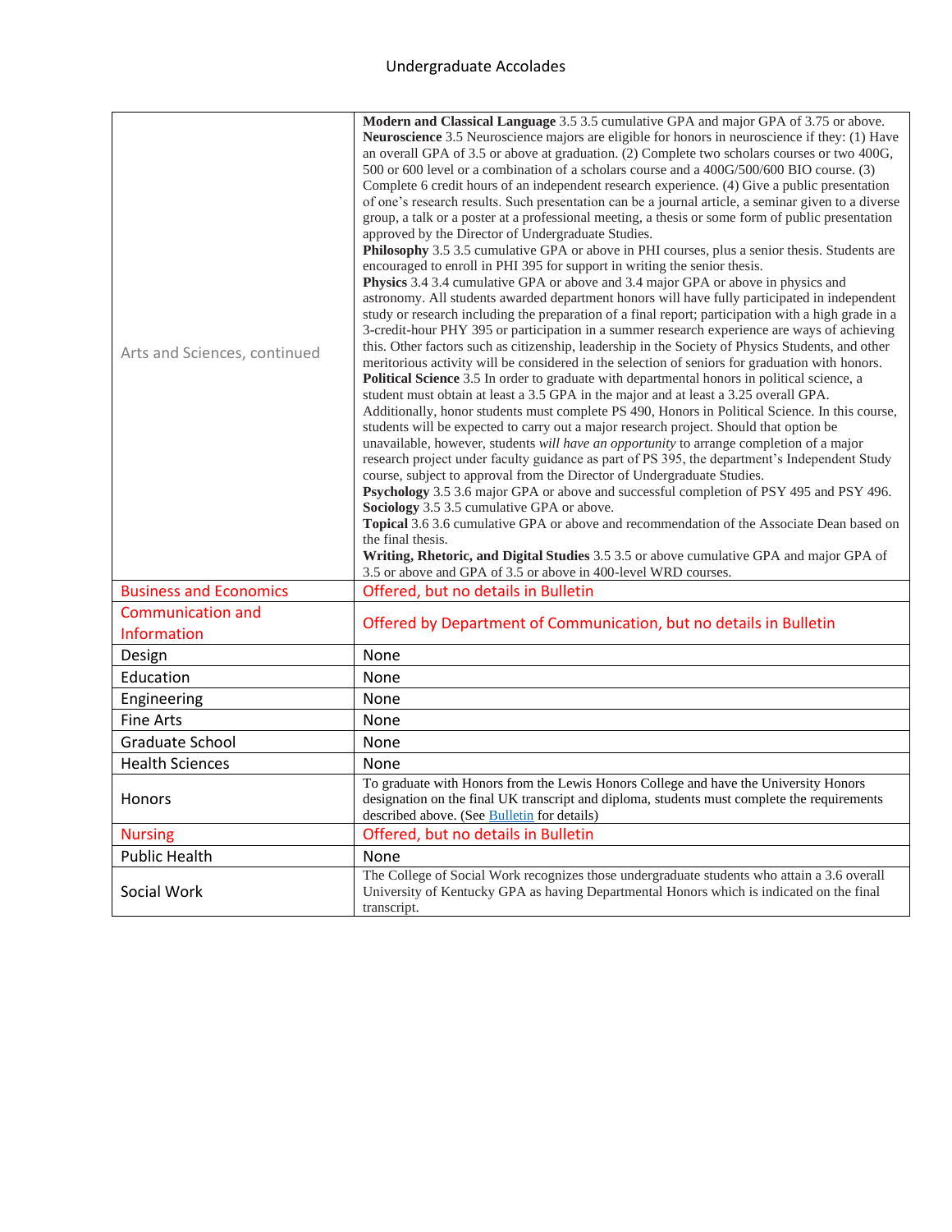Undergraduate Accolades

| | |
|---|---|
| Arts and Sciences, continued | **Modern and Classical Language** 3.5 3.5 cumulative GPA and major GPA of 3.75 or above.<br>**Neuroscience** 3.5 Neuroscience majors are eligible for honors in neuroscience if they: (1) Have an overall GPA of 3.5 or above at graduation. (2) Complete two scholars courses or two 400G, 500 or 600 level or a combination of a scholars course and a 400G/500/600 BIO course. (3) Complete 6 credit hours of an independent research experience. (4) Give a public presentation of one's research results. Such presentation can be a journal article, a seminar given to a diverse group, a talk or a poster at a professional meeting, a thesis or some form of public presentation approved by the Director of Undergraduate Studies.<br>**Philosophy** 3.5 3.5 cumulative GPA or above in PHI courses, plus a senior thesis. Students are encouraged to enroll in PHI 395 for support in writing the senior thesis.<br>**Physics** 3.4 3.4 cumulative GPA or above and 3.4 major GPA or above in physics and astronomy. All students awarded department honors will have fully participated in independent study or research including the preparation of a final report; participation with a high grade in a 3-credit-hour PHY 395 or participation in a summer research experience are ways of achieving this. Other factors such as citizenship, leadership in the Society of Physics Students, and other meritorious activity will be considered in the selection of seniors for graduation with honors.<br>**Political Science** 3.5 In order to graduate with departmental honors in political science, a student must obtain at least a 3.5 GPA in the major and at least a 3.25 overall GPA. Additionally, honor students must complete PS 490, Honors in Political Science. In this course, students will be expected to carry out a major research project. Should that option be unavailable, however, students *will have an opportunity* to arrange completion of a major research project under faculty guidance as part of PS 395, the department's Independent Study course, subject to approval from the Director of Undergraduate Studies.<br>**Psychology** 3.5 3.6 major GPA or above and successful completion of PSY 495 and PSY 496.<br>**Sociology** 3.5 3.5 cumulative GPA or above.<br>**Topical** 3.6 3.6 cumulative GPA or above and recommendation of the Associate Dean based on the final thesis.<br>**Writing, Rhetoric, and Digital Studies** 3.5 3.5 or above cumulative GPA and major GPA of 3.5 or above and GPA of 3.5 or above in 400-level WRD courses. |
| Business and Economics | Offered, but no details in Bulletin |
| Communication and Information | Offered by Department of Communication, but no details in Bulletin |
| Design | None |
| Education | None |
| Engineering | None |
| Fine Arts | None |
| Graduate School | None |
| Health Sciences | None |
| Honors | To graduate with Honors from the Lewis Honors College and have the University Honors designation on the final UK transcript and diploma, students must complete the requirements described above. (See Bulletin for details) |
| Nursing | Offered, but no details in Bulletin |
| Public Health | None |
| Social Work | The College of Social Work recognizes those undergraduate students who attain a 3.6 overall University of Kentucky GPA as having Departmental Honors which is indicated on the final transcript. |